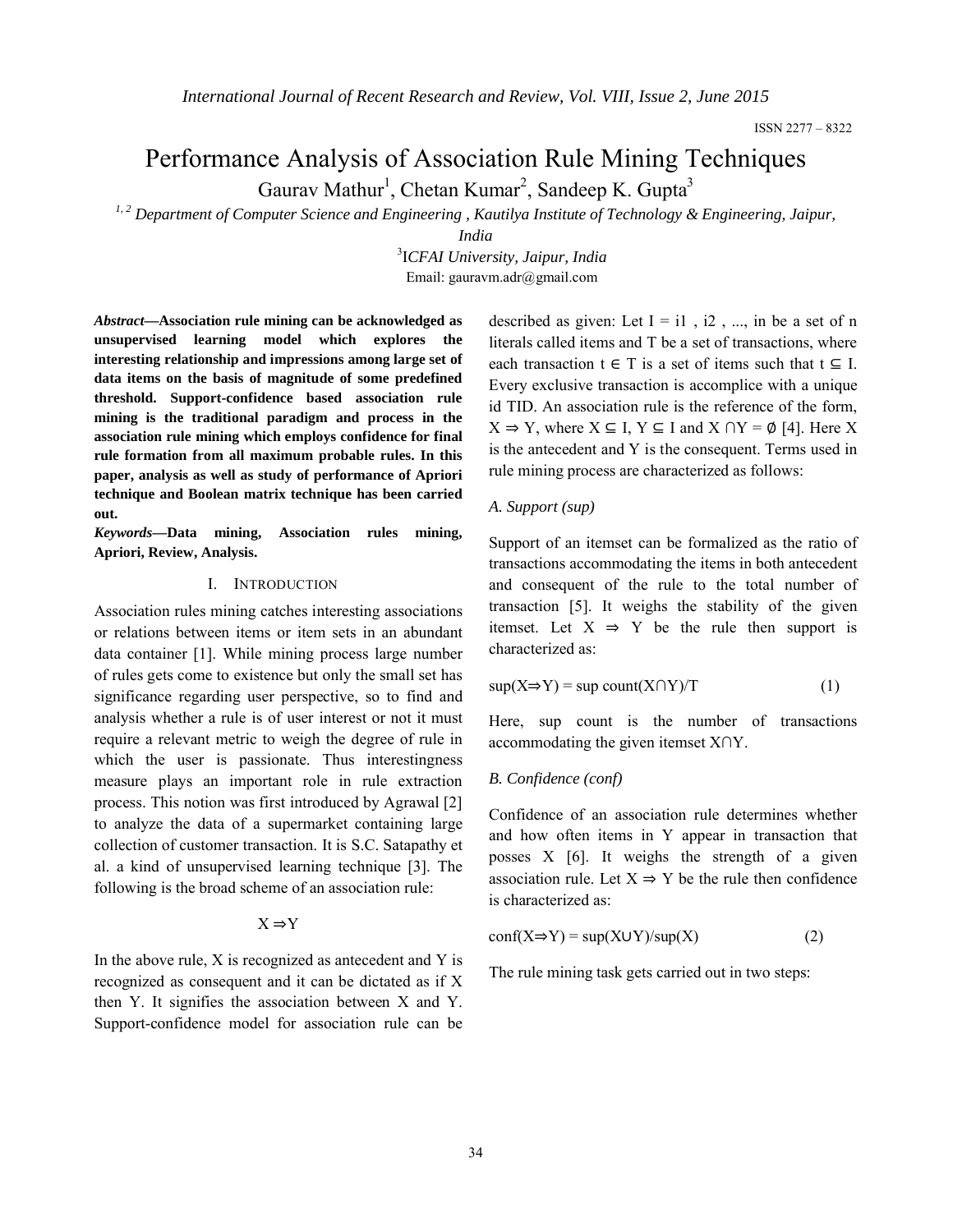# Performance Analysis of Association Rule Mining Techniques

Gaurav Mathur[1], Chetan Kumar[2], Sandeep K. Gupta[3]

[1, 2] *Department of Computer Science and Engineering , Kautilya Institute of Technology & Engineering, Jaipur, India*

[3]*ICFAI University, Jaipur, India*

Email: gauravm.adr@gmail.com

***Abstract*—Association rule mining can be acknowledged as unsupervised learning model which explores the interesting relationship and impressions among large set of data items on the basis of magnitude of some predefined threshold. Support-confidence based association rule mining is the traditional paradigm and process in the association rule mining which employs confidence for final rule formation from all maximum probable rules. In this paper, analysis as well as study of performance of Apriori technique and Boolean matrix technique has been carried out.**

***Keywords*—Data mining, Association rules mining, Apriori, Review, Analysis.**

## I. Introduction

Association rules mining catches interesting associations or relations between items or item sets in an abundant data container [1]. While mining process large number of rules gets come to existence but only the small set has significance regarding user perspective, so to find and analysis whether a rule is of user interest or not it must require a relevant metric to weigh the degree of rule in which the user is passionate. Thus interestingness measure plays an important role in rule extraction process. This notion was first introduced by Agrawal [2] to analyze the data of a supermarket containing large collection of customer transaction. It is S.C. Satapathy et al. a kind of unsupervised learning technique [3]. The following is the broad scheme of an association rule:

$$X \Rightarrow Y$$

In the above rule, X is recognized as antecedent and Y is recognized as consequent and it can be dictated as if X then Y. It signifies the association between X and Y. Support-confidence model for association rule can be described as given: Let I = i1 , i2 , ..., in be a set of n literals called items and T be a set of transactions, where each transaction $t \in T$ is a set of items such that $t \subseteq I$. Every exclusive transaction is accomplice with a unique id TID. An association rule is the reference of the form, $X \Rightarrow Y$, where $X \subseteq I$, $Y \subseteq I$ and $X \cap Y = \emptyset$ [4]. Here X is the antecedent and Y is the consequent. Terms used in rule mining process are characterized as follows:

### *A. Support (sup)*

Support of an itemset can be formalized as the ratio of transactions accommodating the items in both antecedent and consequent of the rule to the total number of transaction [5]. It weighs the stability of the given itemset. Let $X \Rightarrow Y$ be the rule then support is characterized as:

$$\text{sup}(X \Rightarrow Y) = \text{sup count}(X \cap Y)/T \quad (1)$$

Here, sup count is the number of transactions accommodating the given itemset $X \cap Y$.

### *B. Confidence (conf)*

Confidence of an association rule determines whether and how often items in Y appear in transaction that posses X [6]. It weighs the strength of a given association rule. Let $X \Rightarrow Y$ be the rule then confidence is characterized as:

$$\text{conf}(X \Rightarrow Y) = \text{sup}(X \cup Y)/\text{sup}(X) \quad (2)$$

The rule mining task gets carried out in two steps: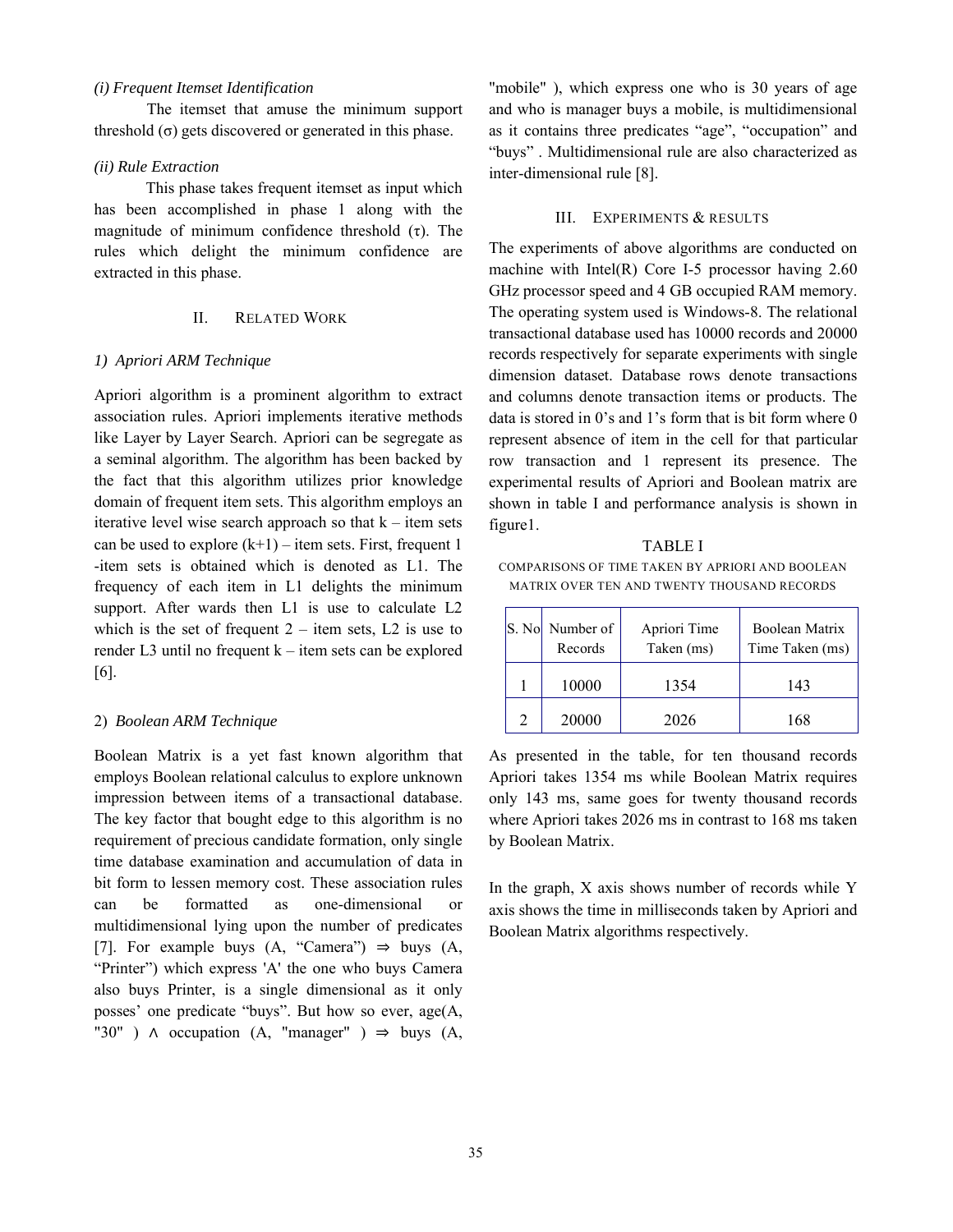*(i) Frequent Itemset Identification*

The itemset that amuse the minimum support threshold (σ) gets discovered or generated in this phase.

*(ii) Rule Extraction*

This phase takes frequent itemset as input which has been accomplished in phase 1 along with the magnitude of minimum confidence threshold (τ). The rules which delight the minimum confidence are extracted in this phase.

## II. RELATED WORK

*1) Apriori ARM Technique*

Apriori algorithm is a prominent algorithm to extract association rules. Apriori implements iterative methods like Layer by Layer Search. Apriori can be segregate as a seminal algorithm. The algorithm has been backed by the fact that this algorithm utilizes prior knowledge domain of frequent item sets. This algorithm employs an iterative level wise search approach so that k – item sets can be used to explore (k+1) – item sets. First, frequent 1 -item sets is obtained which is denoted as L1. The frequency of each item in L1 delights the minimum support. After wards then L1 is use to calculate L2 which is the set of frequent 2 – item sets, L2 is use to render L3 until no frequent k – item sets can be explored [6].

2) *Boolean ARM Technique*

Boolean Matrix is a yet fast known algorithm that employs Boolean relational calculus to explore unknown impression between items of a transactional database. The key factor that bought edge to this algorithm is no requirement of precious candidate formation, only single time database examination and accumulation of data in bit form to lessen memory cost. These association rules can be formatted as one-dimensional or multidimensional lying upon the number of predicates [7]. For example buys (A, "Camera") ⇒ buys (A, "Printer") which express 'A' the one who buys Camera also buys Printer, is a single dimensional as it only posses' one predicate "buys". But how so ever, age(A, "30" ) ∧ occupation (A, "manager" ) ⇒ buys (A, "mobile" ), which express one who is 30 years of age and who is manager buys a mobile, is multidimensional as it contains three predicates "age", "occupation" and "buys" . Multidimensional rule are also characterized as inter-dimensional rule [8].

## III. EXPERIMENTS & RESULTS

The experiments of above algorithms are conducted on machine with Intel(R) Core I-5 processor having 2.60 GHz processor speed and 4 GB occupied RAM memory. The operating system used is Windows-8. The relational transactional database used has 10000 records and 20000 records respectively for separate experiments with single dimension dataset. Database rows denote transactions and columns denote transaction items or products. The data is stored in 0's and 1's form that is bit form where 0 represent absence of item in the cell for that particular row transaction and 1 represent its presence. The experimental results of Apriori and Boolean matrix are shown in table I and performance analysis is shown in figure1.

TABLE I

COMPARISONS OF TIME TAKEN BY APRIORI AND BOOLEAN MATRIX OVER TEN AND TWENTY THOUSAND RECORDS

| S. No | Number of Records | Apriori Time Taken (ms) | Boolean Matrix Time Taken (ms) |
|---|---|---|---|
| 1 | 10000 | 1354 | 143 |
| 2 | 20000 | 2026 | 168 |

As presented in the table, for ten thousand records Apriori takes 1354 ms while Boolean Matrix requires only 143 ms, same goes for twenty thousand records where Apriori takes 2026 ms in contrast to 168 ms taken by Boolean Matrix.

In the graph, X axis shows number of records while Y axis shows the time in milliseconds taken by Apriori and Boolean Matrix algorithms respectively.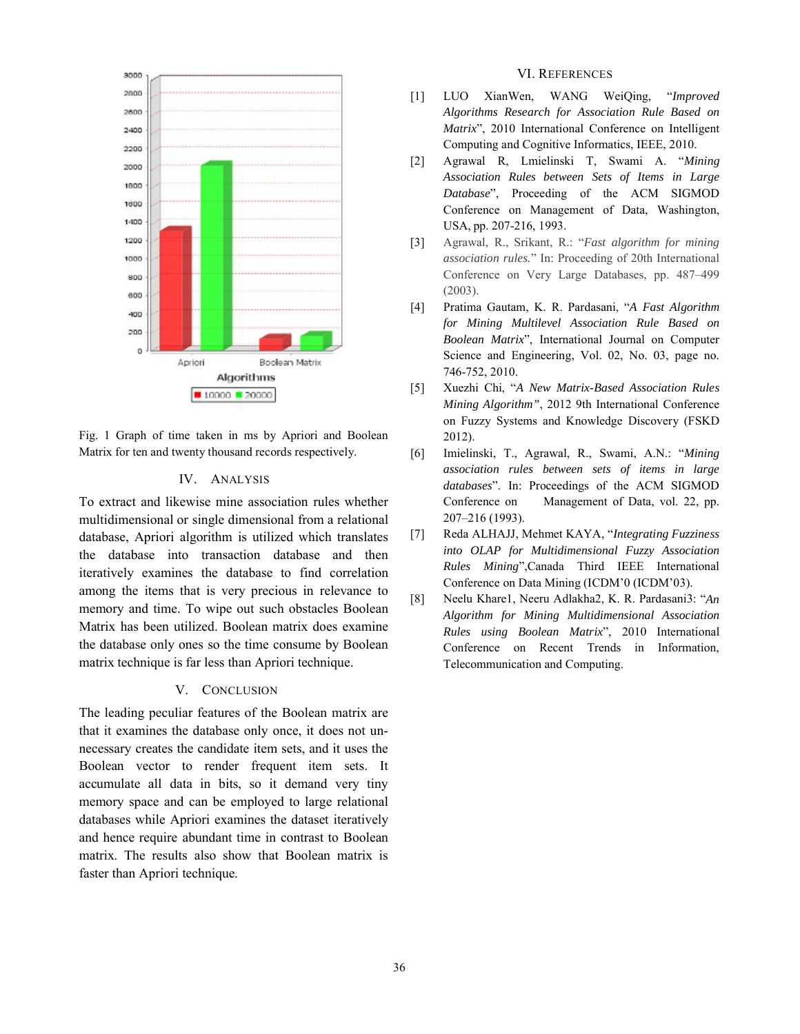3000
2800
2600
2400
2200
2000
1800
1600
1400
1200
1000
800
600
400
200
0

Apriori Boolean Matrix

Algorithms

10000 20000

Fig. 1 Graph of time taken in ms by Apriori and Boolean Matrix for ten and twenty thousand records respectively.

## IV. Analysis

To extract and likewise mine association rules whether multidimensional or single dimensional from a relational database, Apriori algorithm is utilized which translates the database into transaction database and then iteratively examines the database to find correlation among the items that is very precious in relevance to memory and time. To wipe out such obstacles Boolean Matrix has been utilized. Boolean matrix does examine the database only ones so the time consume by Boolean matrix technique is far less than Apriori technique.

## V. Conclusion

The leading peculiar features of the Boolean matrix are that it examines the database only once, it does not un-necessary creates the candidate item sets, and it uses the Boolean vector to render frequent item sets. It accumulate all data in bits, so it demand very tiny memory space and can be employed to large relational databases while Apriori examines the dataset iteratively and hence require abundant time in contrast to Boolean matrix. The results also show that Boolean matrix is faster than Apriori technique.

## VI. References

[1] LUO XianWen, WANG WeiQing, "*Improved Algorithms Research for Association Rule Based on Matrix*", 2010 International Conference on Intelligent Computing and Cognitive Informatics, IEEE, 2010.

[2] Agrawal R, Lmielinski T, Swami A. "*Mining Association Rules between Sets of Items in Large Database*", Proceeding of the ACM SIGMOD Conference on Management of Data, Washington, USA, pp. 207-216, 1993.

[3] Agrawal, R., Srikant, R.: "*Fast algorithm for mining association rules.*" In: Proceeding of 20th International Conference on Very Large Databases, pp. 487–499 (2003).

[4] Pratima Gautam, K. R. Pardasani, "*A Fast Algorithm for Mining Multilevel Association Rule Based on Boolean Matrix*", International Journal on Computer Science and Engineering, Vol. 02, No. 03, page no. 746-752, 2010.

[5] Xuezhi Chi, "*A New Matrix-Based Association Rules Mining Algorithm*", 2012 9th International Conference on Fuzzy Systems and Knowledge Discovery (FSKD 2012).

[6] Imielinski, T., Agrawal, R., Swami, A.N.: "*Mining association rules between sets of items in large databases*". In: Proceedings of the ACM SIGMOD Conference on Management of Data, vol. 22, pp. 207–216 (1993).

[7] Reda ALHAJJ, Mehmet KAYA, "*Integrating Fuzziness into OLAP for Multidimensional Fuzzy Association Rules Mining*",Canada Third IEEE International Conference on Data Mining (ICDM'0 (ICDM'03).

[8] Neelu Khare1, Neeru Adlakha2, K. R. Pardasani3: "*An Algorithm for Mining Multidimensional Association Rules using Boolean Matrix*", 2010 International Conference on Recent Trends in Information, Telecommunication and Computing.